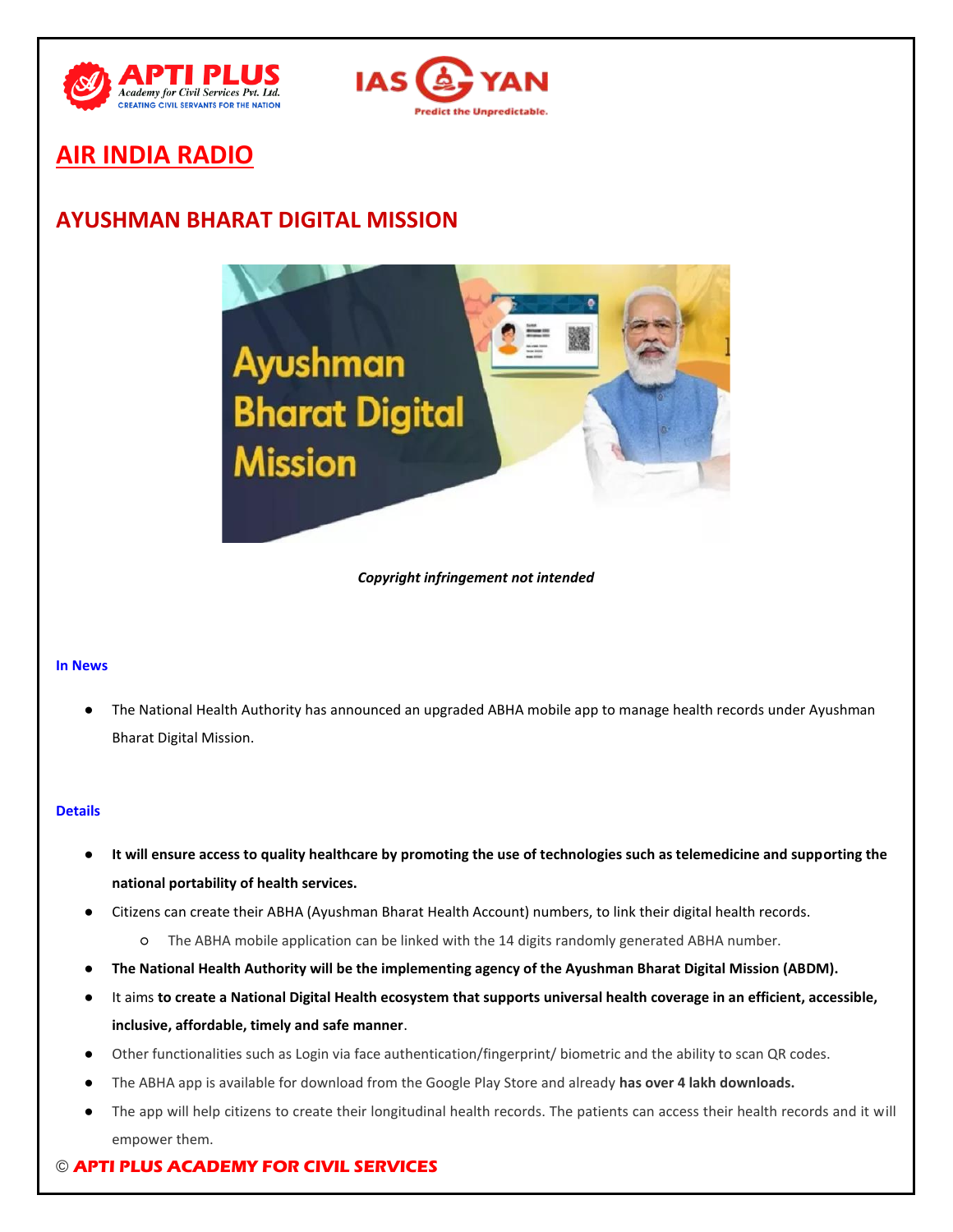# AIR INDIA RADIO

## AYUSHMAN BHARAT DIGITAL MISSION

***Copyright infringement not intended***

### In News

- The National Health Authority has announced an upgraded ABHA mobile app to manage health records under Ayushman Bharat Digital Mission.

### Details

- **It will ensure access to quality healthcare by promoting the use of technologies such as telemedicine and supporting the national portability of health services.**
- Citizens can create their ABHA (Ayushman Bharat Health Account) numbers, to link their digital health records.
  - The ABHA mobile application can be linked with the 14 digits randomly generated ABHA number.
- **The National Health Authority will be the implementing agency of the Ayushman Bharat Digital Mission (ABDM).**
- It aims **to create a National Digital Health ecosystem that supports universal health coverage in an efficient, accessible, inclusive, affordable, timely and safe manner**.
- Other functionalities such as Login via face authentication/fingerprint/ biometric and the ability to scan QR codes.
- The ABHA app is available for download from the Google Play Store and already **has over 4 lakh downloads.**
- The app will help citizens to create their longitudinal health records. The patients can access their health records and it will empower them.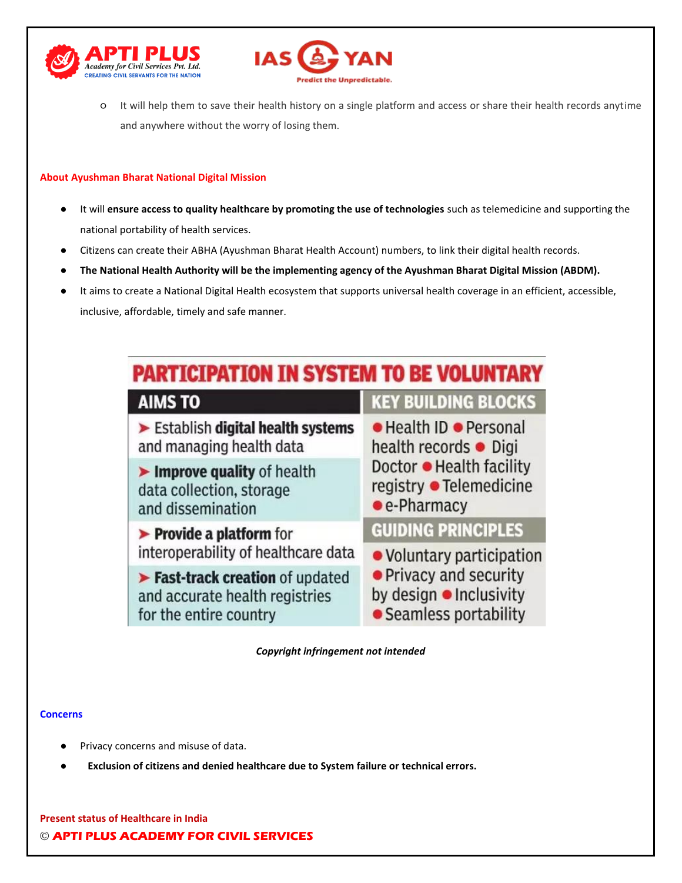- It will help them to save their health history on a single platform and access or share their health records anytime and anywhere without the worry of losing them.

## About Ayushman Bharat National Digital Mission

- It will **ensure access to quality healthcare by promoting the use of technologies** such as telemedicine and supporting the national portability of health services.
- Citizens can create their ABHA (Ayushman Bharat Health Account) numbers, to link their digital health records.
- **The National Health Authority will be the implementing agency of the Ayushman Bharat Digital Mission (ABDM).**
- It aims to create a National Digital Health ecosystem that supports universal health coverage in an efficient, accessible, inclusive, affordable, timely and safe manner.

**PARTICIPATION IN SYSTEM TO BE VOLUNTARY**

| AIMS TO | KEY BUILDING BLOCKS |
|---|---|
| ➤ Establish **digital health systems** and managing health data | ● Health ID ● Personal health records ● Digi Doctor ● Health facility registry ● Telemedicine ● e-Pharmacy |
| ➤ **Improve quality** of health data collection, storage and dissemination | |
| ➤ **Provide a platform** for interoperability of healthcare data | **GUIDING PRINCIPLES** |
| ➤ **Fast-track creation** of updated and accurate health registries for the entire country | ● Voluntary participation ● Privacy and security by design ● Inclusivity ● Seamless portability |

***Copyright infringement not intended***

## Concerns

- Privacy concerns and misuse of data.
- **Exclusion of citizens and denied healthcare due to System failure or technical errors.**

## Present status of Healthcare in India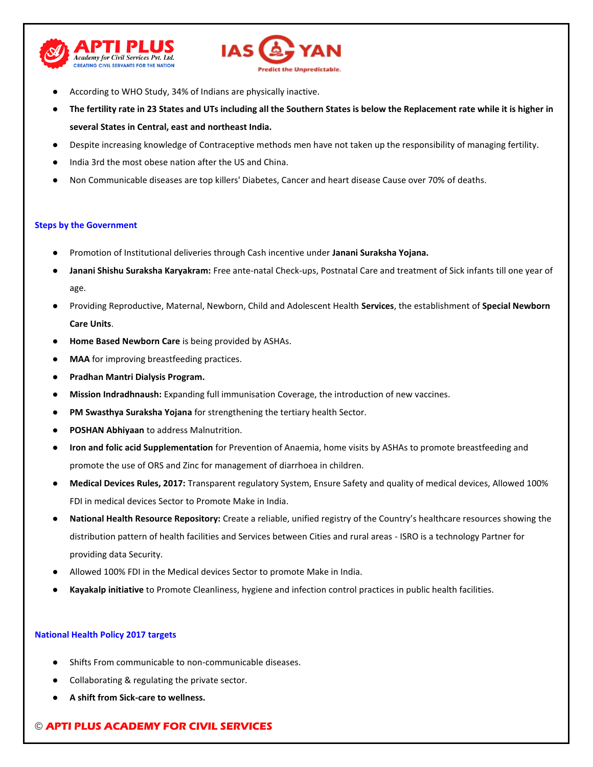- According to WHO Study, 34% of Indians are physically inactive.
- **The fertility rate in 23 States and UTs including all the Southern States is below the Replacement rate while it is higher in several States in Central, east and northeast India.**
- Despite increasing knowledge of Contraceptive methods men have not taken up the responsibility of managing fertility.
- India 3rd the most obese nation after the US and China.
- Non Communicable diseases are top killers' Diabetes, Cancer and heart disease Cause over 70% of deaths.

### Steps by the Government

- Promotion of Institutional deliveries through Cash incentive under **Janani Suraksha Yojana.**
- **Janani Shishu Suraksha Karyakram:** Free ante-natal Check-ups, Postnatal Care and treatment of Sick infants till one year of age.
- Providing Reproductive, Maternal, Newborn, Child and Adolescent Health **Services**, the establishment of **Special Newborn Care Units**.
- **Home Based Newborn Care** is being provided by ASHAs.
- **MAA** for improving breastfeeding practices.
- **Pradhan Mantri Dialysis Program.**
- **Mission Indradhnaush:** Expanding full immunisation Coverage, the introduction of new vaccines.
- **PM Swasthya Suraksha Yojana** for strengthening the tertiary health Sector.
- **POSHAN Abhiyaan** to address Malnutrition.
- **Iron and folic acid Supplementation** for Prevention of Anaemia, home visits by ASHAs to promote breastfeeding and promote the use of ORS and Zinc for management of diarrhoea in children.
- **Medical Devices Rules, 2017:** Transparent regulatory System, Ensure Safety and quality of medical devices, Allowed 100% FDI in medical devices Sector to Promote Make in India.
- **National Health Resource Repository:** Create a reliable, unified registry of the Country's healthcare resources showing the distribution pattern of health facilities and Services between Cities and rural areas - ISRO is a technology Partner for providing data Security.
- Allowed 100% FDI in the Medical devices Sector to promote Make in India.
- **Kayakalp initiative** to Promote Cleanliness, hygiene and infection control practices in public health facilities.

### National Health Policy 2017 targets

- Shifts From communicable to non-communicable diseases.
- Collaborating & regulating the private sector.
- **A shift from Sick-care to wellness.**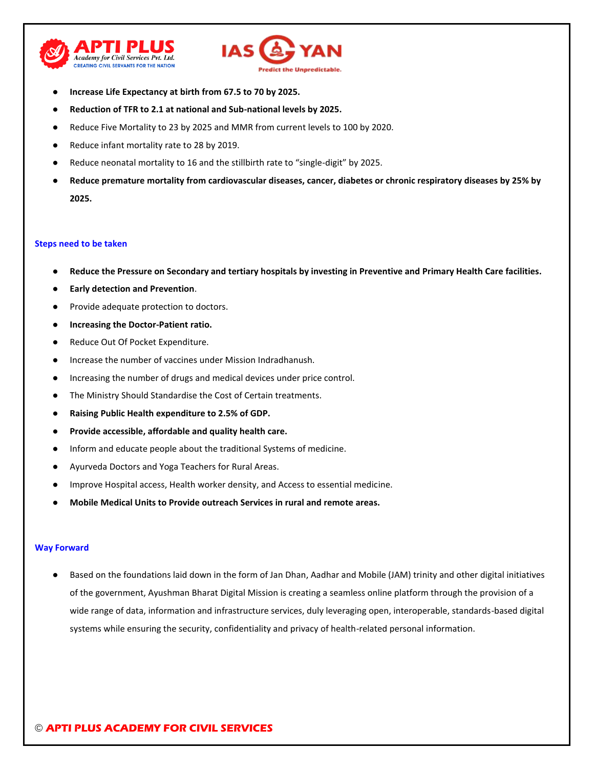- **Increase Life Expectancy at birth from 67.5 to 70 by 2025.**
- **Reduction of TFR to 2.1 at national and Sub-national levels by 2025.**
- Reduce Five Mortality to 23 by 2025 and MMR from current levels to 100 by 2020.
- Reduce infant mortality rate to 28 by 2019.
- Reduce neonatal mortality to 16 and the stillbirth rate to "single-digit" by 2025.
- **Reduce premature mortality from cardiovascular diseases, cancer, diabetes or chronic respiratory diseases by 25% by 2025.**

### Steps need to be taken

- **Reduce the Pressure on Secondary and tertiary hospitals by investing in Preventive and Primary Health Care facilities.**
- **Early detection and Prevention**.
- Provide adequate protection to doctors.
- **Increasing the Doctor-Patient ratio.**
- Reduce Out Of Pocket Expenditure.
- Increase the number of vaccines under Mission Indradhanush.
- Increasing the number of drugs and medical devices under price control.
- The Ministry Should Standardise the Cost of Certain treatments.
- **Raising Public Health expenditure to 2.5% of GDP.**
- **Provide accessible, affordable and quality health care.**
- Inform and educate people about the traditional Systems of medicine.
- Ayurveda Doctors and Yoga Teachers for Rural Areas.
- Improve Hospital access, Health worker density, and Access to essential medicine.
- **Mobile Medical Units to Provide outreach Services in rural and remote areas.**

### Way Forward

- Based on the foundations laid down in the form of Jan Dhan, Aadhar and Mobile (JAM) trinity and other digital initiatives of the government, Ayushman Bharat Digital Mission is creating a seamless online platform through the provision of a wide range of data, information and infrastructure services, duly leveraging open, interoperable, standards-based digital systems while ensuring the security, confidentiality and privacy of health-related personal information.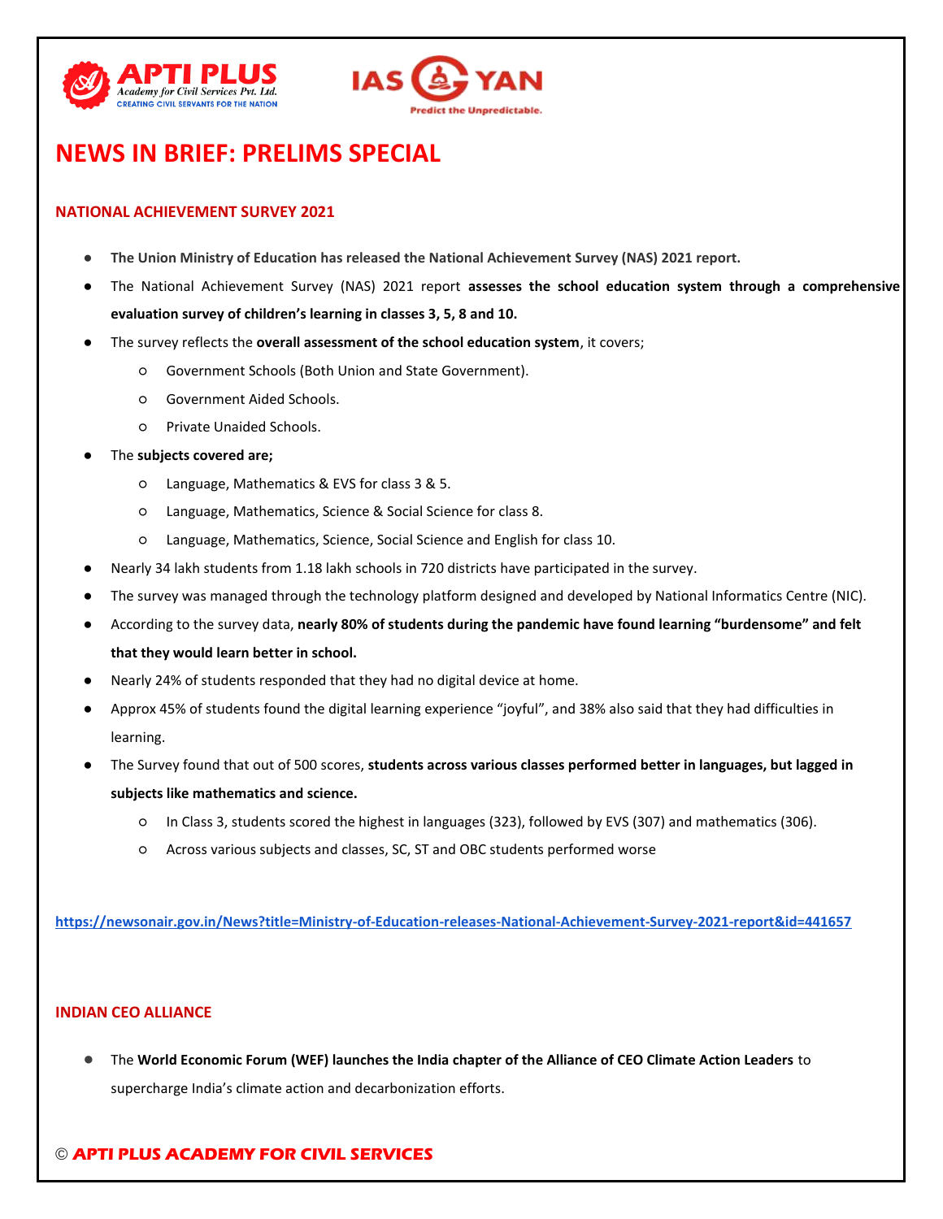# NEWS IN BRIEF: PRELIMS SPECIAL

## NATIONAL ACHIEVEMENT SURVEY 2021

- **The Union Ministry of Education has released the National Achievement Survey (NAS) 2021 report.**
- The National Achievement Survey (NAS) 2021 report **assesses the school education system through a comprehensive evaluation survey of children's learning in classes 3, 5, 8 and 10.**
- The survey reflects the **overall assessment of the school education system**, it covers;
  - Government Schools (Both Union and State Government).
  - Government Aided Schools.
  - Private Unaided Schools.
- The **subjects covered are;**
  - Language, Mathematics & EVS for class 3 & 5.
  - Language, Mathematics, Science & Social Science for class 8.
  - Language, Mathematics, Science, Social Science and English for class 10.
- Nearly 34 lakh students from 1.18 lakh schools in 720 districts have participated in the survey.
- The survey was managed through the technology platform designed and developed by National Informatics Centre (NIC).
- According to the survey data, **nearly 80% of students during the pandemic have found learning "burdensome" and felt that they would learn better in school.**
- Nearly 24% of students responded that they had no digital device at home.
- Approx 45% of students found the digital learning experience "joyful", and 38% also said that they had difficulties in learning.
- The Survey found that out of 500 scores, **students across various classes performed better in languages, but lagged in subjects like mathematics and science.**
  - In Class 3, students scored the highest in languages (323), followed by EVS (307) and mathematics (306).
  - Across various subjects and classes, SC, ST and OBC students performed worse

https://newsonair.gov.in/News?title=Ministry-of-Education-releases-National-Achievement-Survey-2021-report&id=441657

## INDIAN CEO ALLIANCE

- The **World Economic Forum (WEF) launches the India chapter of the Alliance of CEO Climate Action Leaders** to supercharge India's climate action and decarbonization efforts.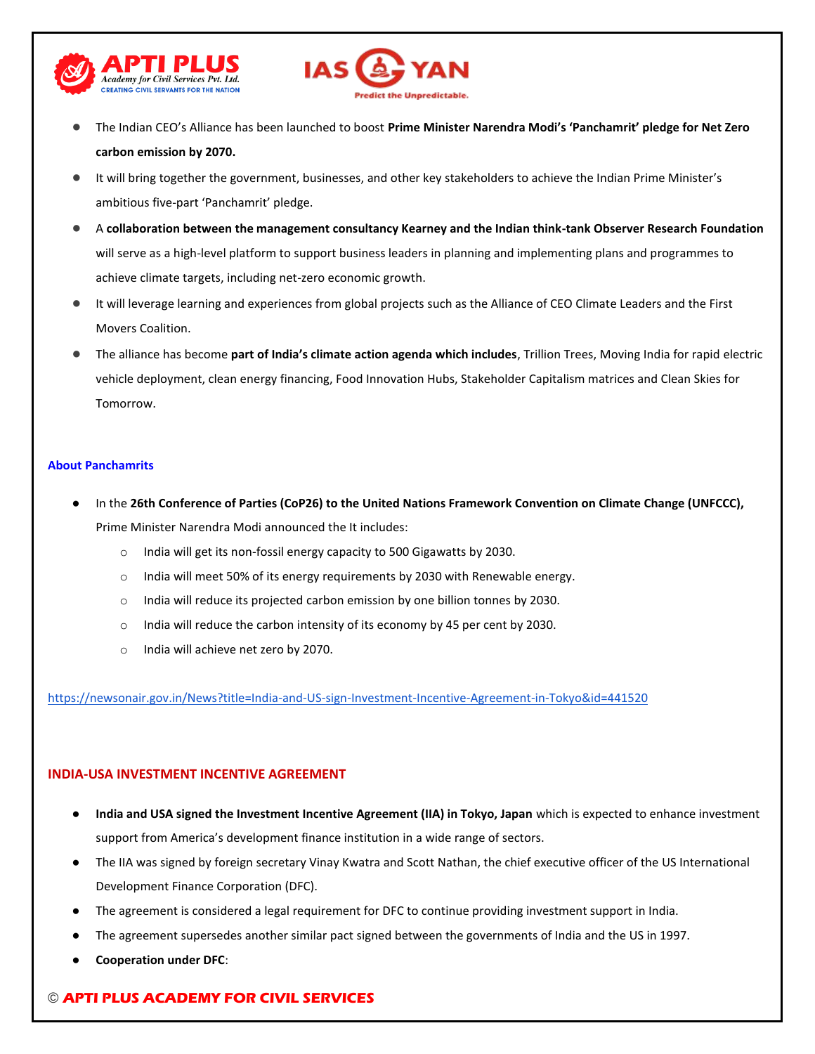- The Indian CEO's Alliance has been launched to boost **Prime Minister Narendra Modi's 'Panchamrit' pledge for Net Zero carbon emission by 2070.**
- It will bring together the government, businesses, and other key stakeholders to achieve the Indian Prime Minister's ambitious five-part 'Panchamrit' pledge.
- A **collaboration between the management consultancy Kearney and the Indian think-tank Observer Research Foundation** will serve as a high-level platform to support business leaders in planning and implementing plans and programmes to achieve climate targets, including net-zero economic growth.
- It will leverage learning and experiences from global projects such as the Alliance of CEO Climate Leaders and the First Movers Coalition.
- The alliance has become **part of India's climate action agenda which includes**, Trillion Trees, Moving India for rapid electric vehicle deployment, clean energy financing, Food Innovation Hubs, Stakeholder Capitalism matrices and Clean Skies for Tomorrow.

#### About Panchamrits

- In the **26th Conference of Parties (CoP26) to the United Nations Framework Convention on Climate Change (UNFCCC),** Prime Minister Narendra Modi announced the It includes:
  - India will get its non-fossil energy capacity to 500 Gigawatts by 2030.
  - India will meet 50% of its energy requirements by 2030 with Renewable energy.
  - India will reduce its projected carbon emission by one billion tonnes by 2030.
  - India will reduce the carbon intensity of its economy by 45 per cent by 2030.
  - India will achieve net zero by 2070.

https://newsonair.gov.in/News?title=India-and-US-sign-Investment-Incentive-Agreement-in-Tokyo&id=441520

## INDIA-USA INVESTMENT INCENTIVE AGREEMENT

- **India and USA signed the Investment Incentive Agreement (IIA) in Tokyo, Japan** which is expected to enhance investment support from America's development finance institution in a wide range of sectors.
- The IIA was signed by foreign secretary Vinay Kwatra and Scott Nathan, the chief executive officer of the US International Development Finance Corporation (DFC).
- The agreement is considered a legal requirement for DFC to continue providing investment support in India.
- The agreement supersedes another similar pact signed between the governments of India and the US in 1997.
- **Cooperation under DFC**: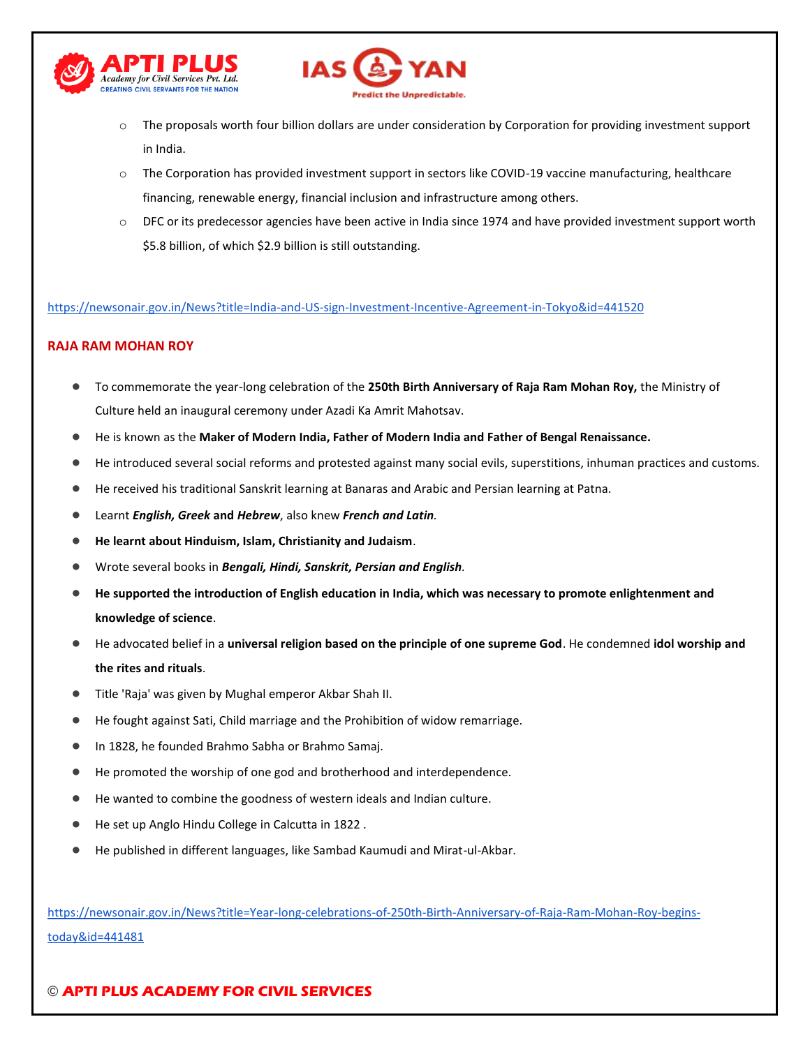- The proposals worth four billion dollars are under consideration by Corporation for providing investment support in India.
- The Corporation has provided investment support in sectors like COVID-19 vaccine manufacturing, healthcare financing, renewable energy, financial inclusion and infrastructure among others.
- DFC or its predecessor agencies have been active in India since 1974 and have provided investment support worth $5.8 billion, of which $2.9 billion is still outstanding.

https://newsonair.gov.in/News?title=India-and-US-sign-Investment-Incentive-Agreement-in-Tokyo&id=441520

## RAJA RAM MOHAN ROY

- To commemorate the year-long celebration of the **250th Birth Anniversary of Raja Ram Mohan Roy,** the Ministry of Culture held an inaugural ceremony under Azadi Ka Amrit Mahotsav.
- He is known as the **Maker of Modern India, Father of Modern India and Father of Bengal Renaissance.**
- He introduced several social reforms and protested against many social evils, superstitions, inhuman practices and customs.
- He received his traditional Sanskrit learning at Banaras and Arabic and Persian learning at Patna.
- Learnt ***English, Greek*** **and** ***Hebrew***, also knew ***French and Latin.***
- **He learnt about Hinduism, Islam, Christianity and Judaism**.
- Wrote several books in ***Bengali, Hindi, Sanskrit, Persian and English.***
- **He supported the introduction of English education in India, which was necessary to promote enlightenment and knowledge of science**.
- He advocated belief in a **universal religion based on the principle of one supreme God**. He condemned **idol worship and the rites and rituals**.
- Title 'Raja' was given by Mughal emperor Akbar Shah II.
- He fought against Sati, Child marriage and the Prohibition of widow remarriage.
- In 1828, he founded Brahmo Sabha or Brahmo Samaj.
- He promoted the worship of one god and brotherhood and interdependence.
- He wanted to combine the goodness of western ideals and Indian culture.
- He set up Anglo Hindu College in Calcutta in 1822 .
- He published in different languages, like Sambad Kaumudi and Mirat-ul-Akbar.

https://newsonair.gov.in/News?title=Year-long-celebrations-of-250th-Birth-Anniversary-of-Raja-Ram-Mohan-Roy-begins-today&id=441481